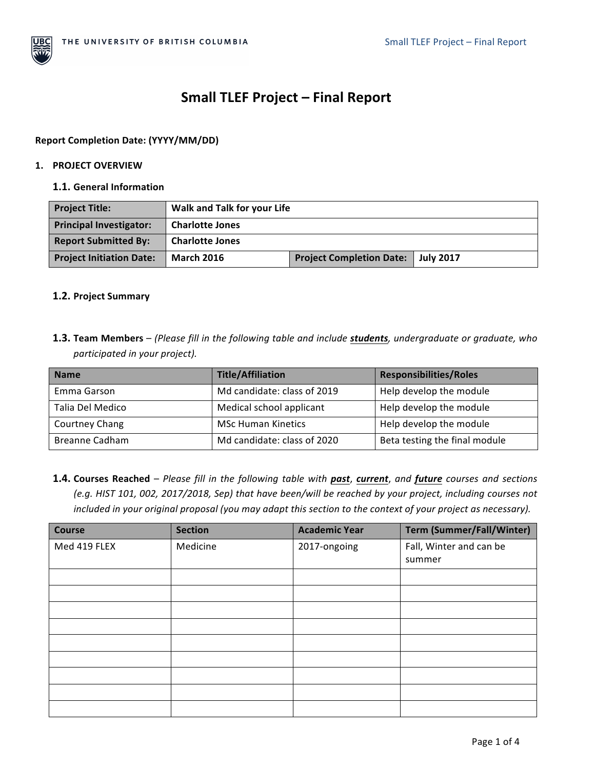# Small TLEF Project – Final Report

**Report Completion Date: (YYYY/MM/DD)**

## 1. PROJECT OVERVIEW

### 1.1. General Information

| **Project Title:** | **Walk and Talk for your Life** | | |
|---|---|---|---|
| **Principal Investigator:** | **Charlotte Jones** | | |
| **Report Submitted By:** | **Charlotte Jones** | | |
| **Project Initiation Date:** | **March 2016** | **Project Completion Date:** | **July 2017** |

### 1.2. Project Summary

### 1.3. Team Members – *(Please fill in the following table and include **students**, undergraduate or graduate, who participated in your project).*

| Name | Title/Affiliation | Responsibilities/Roles |
|---|---|---|
| Emma Garson | Md candidate: class of 2019 | Help develop the module |
| Talia Del Medico | Medical school applicant | Help develop the module |
| Courtney Chang | MSc Human Kinetics | Help develop the module |
| Breanne Cadham | Md candidate: class of 2020 | Beta testing the final module |

### 1.4. Courses Reached – *Please fill in the following table with **past**, **current**, and **future** courses and sections (e.g. HIST 101, 002, 2017/2018, Sep) that have been/will be reached by your project, including courses not included in your original proposal (you may adapt this section to the context of your project as necessary).*

| Course | Section | Academic Year | Term (Summer/Fall/Winter) |
|---|---|---|---|
| Med 419 FLEX | Medicine | 2017-ongoing | Fall, Winter and can be summer |
| | | | |
| | | | |
| | | | |
| | | | |
| | | | |
| | | | |
| | | | |
| | | | |
| | | | |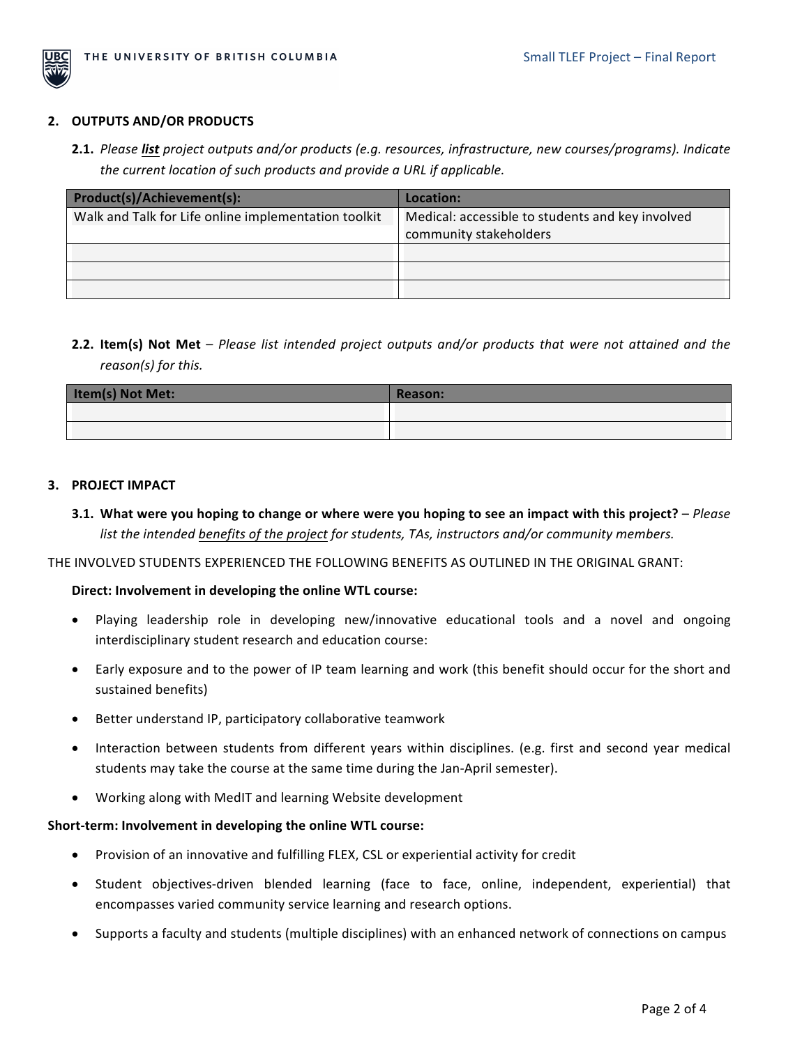## 2. OUTPUTS AND/OR PRODUCTS

**2.1.** *Please **list** project outputs and/or products (e.g. resources, infrastructure, new courses/programs). Indicate the current location of such products and provide a URL if applicable.*

| Product(s)/Achievement(s): | Location: |
|---|---|
| Walk and Talk for Life online implementation toolkit | Medical: accessible to students and key involved community stakeholders |
| | |
| | |
| | |

**2.2. Item(s) Not Met** – *Please list intended project outputs and/or products that were not attained and the reason(s) for this.*

| Item(s) Not Met: | Reason: |
|---|---|
| | |
| | |

## 3. PROJECT IMPACT

**3.1. What were you hoping to change or where were you hoping to see an impact with this project?** – *Please list the intended benefits of the project for students, TAs, instructors and/or community members.*

THE INVOLVED STUDENTS EXPERIENCED THE FOLLOWING BENEFITS AS OUTLINED IN THE ORIGINAL GRANT:

**Direct: Involvement in developing the online WTL course:**

- Playing leadership role in developing new/innovative educational tools and a novel and ongoing interdisciplinary student research and education course:
- Early exposure and to the power of IP team learning and work (this benefit should occur for the short and sustained benefits)
- Better understand IP, participatory collaborative teamwork
- Interaction between students from different years within disciplines. (e.g. first and second year medical students may take the course at the same time during the Jan-April semester).
- Working along with MedIT and learning Website development

**Short-term: Involvement in developing the online WTL course:**

- Provision of an innovative and fulfilling FLEX, CSL or experiential activity for credit
- Student objectives-driven blended learning (face to face, online, independent, experiential) that encompasses varied community service learning and research options.
- Supports a faculty and students (multiple disciplines) with an enhanced network of connections on campus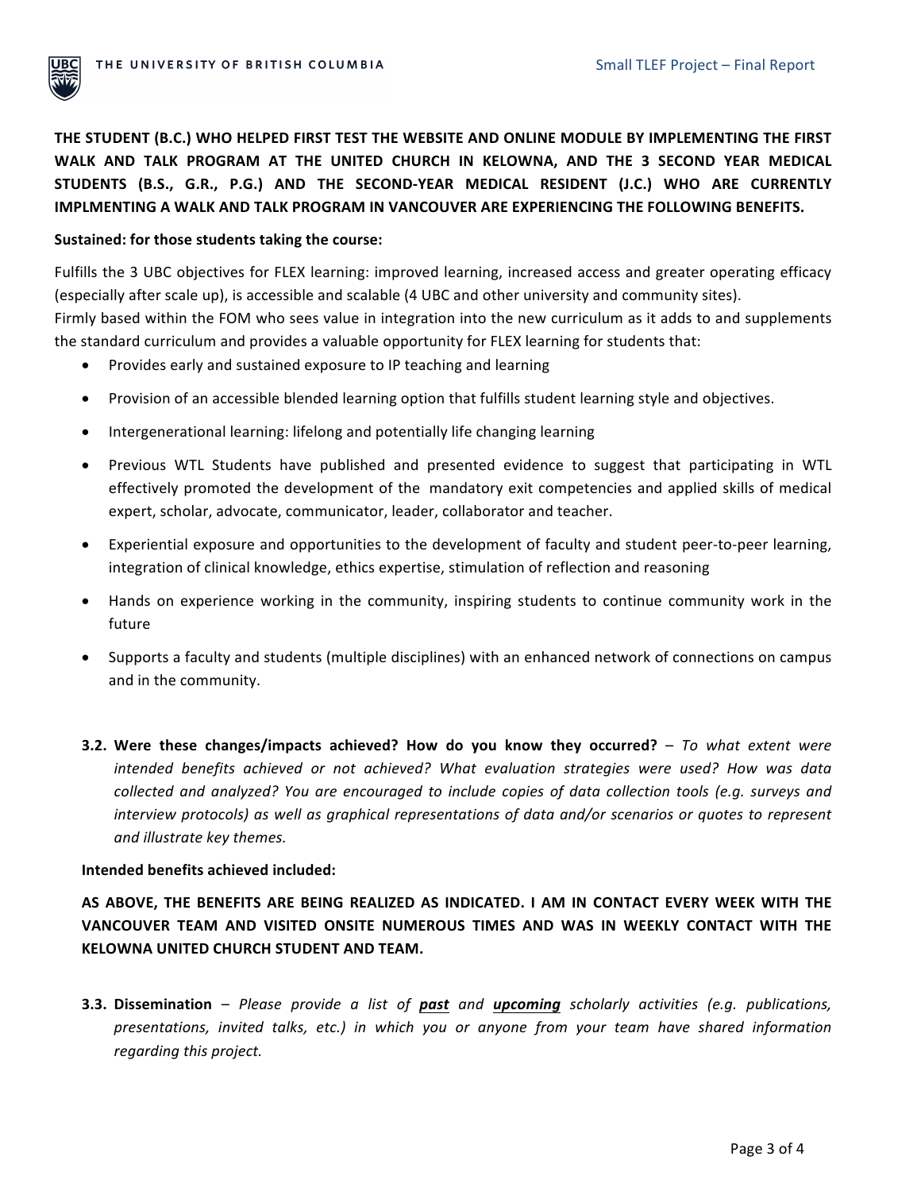**THE STUDENT (B.C.) WHO HELPED FIRST TEST THE WEBSITE AND ONLINE MODULE BY IMPLEMENTING THE FIRST WALK AND TALK PROGRAM AT THE UNITED CHURCH IN KELOWNA, AND THE 3 SECOND YEAR MEDICAL STUDENTS (B.S., G.R., P.G.) AND THE SECOND-YEAR MEDICAL RESIDENT (J.C.) WHO ARE CURRENTLY IMPLMENTING A WALK AND TALK PROGRAM IN VANCOUVER ARE EXPERIENCING THE FOLLOWING BENEFITS.**

**Sustained: for those students taking the course:**

Fulfills the 3 UBC objectives for FLEX learning: improved learning, increased access and greater operating efficacy (especially after scale up), is accessible and scalable (4 UBC and other university and community sites).
Firmly based within the FOM who sees value in integration into the new curriculum as it adds to and supplements the standard curriculum and provides a valuable opportunity for FLEX learning for students that:

- Provides early and sustained exposure to IP teaching and learning
- Provision of an accessible blended learning option that fulfills student learning style and objectives.
- Intergenerational learning: lifelong and potentially life changing learning
- Previous WTL Students have published and presented evidence to suggest that participating in WTL effectively promoted the development of the mandatory exit competencies and applied skills of medical expert, scholar, advocate, communicator, leader, collaborator and teacher.
- Experiential exposure and opportunities to the development of faculty and student peer-to-peer learning, integration of clinical knowledge, ethics expertise, stimulation of reflection and reasoning
- Hands on experience working in the community, inspiring students to continue community work in the future
- Supports a faculty and students (multiple disciplines) with an enhanced network of connections on campus and in the community.

**3.2. Were these changes/impacts achieved? How do you know they occurred?** – *To what extent were intended benefits achieved or not achieved? What evaluation strategies were used? How was data collected and analyzed? You are encouraged to include copies of data collection tools (e.g. surveys and interview protocols) as well as graphical representations of data and/or scenarios or quotes to represent and illustrate key themes.*

**Intended benefits achieved included:**

**AS ABOVE, THE BENEFITS ARE BEING REALIZED AS INDICATED. I AM IN CONTACT EVERY WEEK WITH THE VANCOUVER TEAM AND VISITED ONSITE NUMEROUS TIMES AND WAS IN WEEKLY CONTACT WITH THE KELOWNA UNITED CHURCH STUDENT AND TEAM.**

**3.3. Dissemination** – *Please provide a list of* ***past*** *and* ***upcoming*** *scholarly activities (e.g. publications, presentations, invited talks, etc.) in which you or anyone from your team have shared information regarding this project.*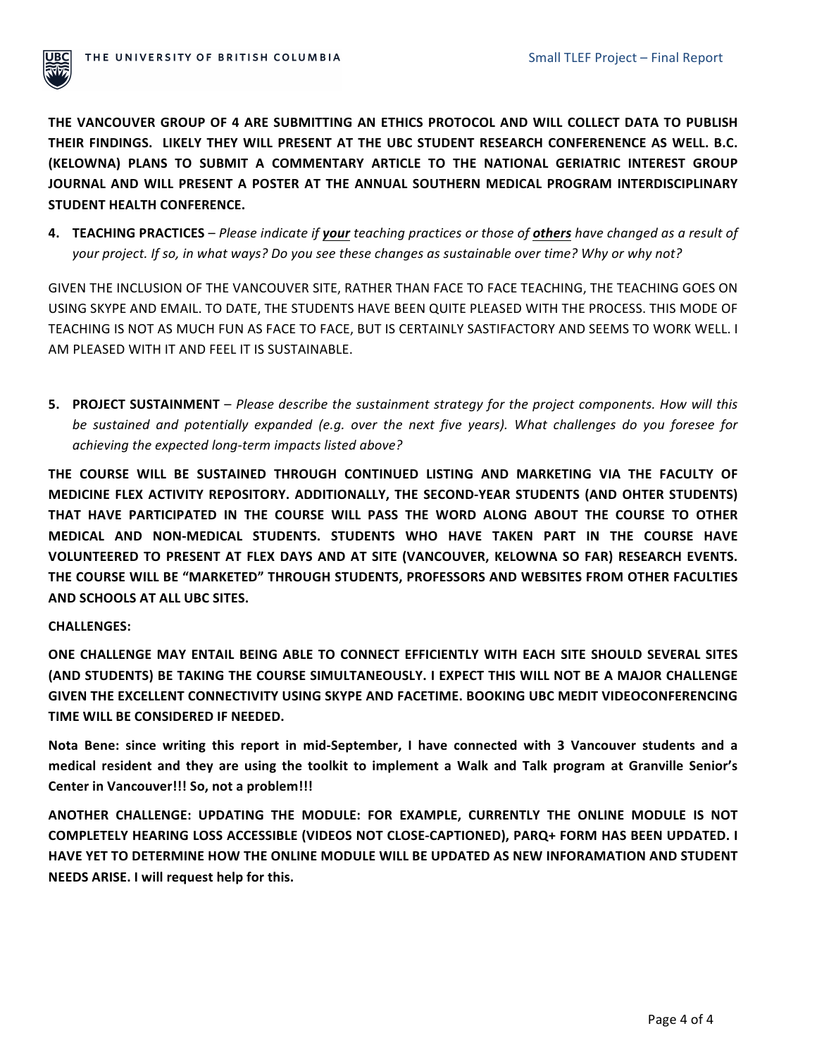**THE VANCOUVER GROUP OF 4 ARE SUBMITTING AN ETHICS PROTOCOL AND WILL COLLECT DATA TO PUBLISH THEIR FINDINGS. LIKELY THEY WILL PRESENT AT THE UBC STUDENT RESEARCH CONFERENENCE AS WELL. B.C. (KELOWNA) PLANS TO SUBMIT A COMMENTARY ARTICLE TO THE NATIONAL GERIATRIC INTEREST GROUP JOURNAL AND WILL PRESENT A POSTER AT THE ANNUAL SOUTHERN MEDICAL PROGRAM INTERDISCIPLINARY STUDENT HEALTH CONFERENCE.**

4. **TEACHING PRACTICES** – *Please indicate if* ***your*** *teaching practices or those of* ***others*** *have changed as a result of your project. If so, in what ways? Do you see these changes as sustainable over time? Why or why not?*

GIVEN THE INCLUSION OF THE VANCOUVER SITE, RATHER THAN FACE TO FACE TEACHING, THE TEACHING GOES ON USING SKYPE AND EMAIL. TO DATE, THE STUDENTS HAVE BEEN QUITE PLEASED WITH THE PROCESS. THIS MODE OF TEACHING IS NOT AS MUCH FUN AS FACE TO FACE, BUT IS CERTAINLY SASTIFACTORY AND SEEMS TO WORK WELL. I AM PLEASED WITH IT AND FEEL IT IS SUSTAINABLE.

5. **PROJECT SUSTAINMENT** – *Please describe the sustainment strategy for the project components. How will this be sustained and potentially expanded (e.g. over the next five years). What challenges do you foresee for achieving the expected long-term impacts listed above?*

**THE COURSE WILL BE SUSTAINED THROUGH CONTINUED LISTING AND MARKETING VIA THE FACULTY OF MEDICINE FLEX ACTIVITY REPOSITORY. ADDITIONALLY, THE SECOND-YEAR STUDENTS (AND OHTER STUDENTS) THAT HAVE PARTICIPATED IN THE COURSE WILL PASS THE WORD ALONG ABOUT THE COURSE TO OTHER MEDICAL AND NON-MEDICAL STUDENTS. STUDENTS WHO HAVE TAKEN PART IN THE COURSE HAVE VOLUNTEERED TO PRESENT AT FLEX DAYS AND AT SITE (VANCOUVER, KELOWNA SO FAR) RESEARCH EVENTS. THE COURSE WILL BE "MARKETED" THROUGH STUDENTS, PROFESSORS AND WEBSITES FROM OTHER FACULTIES AND SCHOOLS AT ALL UBC SITES.**

**CHALLENGES:**

**ONE CHALLENGE MAY ENTAIL BEING ABLE TO CONNECT EFFICIENTLY WITH EACH SITE SHOULD SEVERAL SITES (AND STUDENTS) BE TAKING THE COURSE SIMULTANEOUSLY. I EXPECT THIS WILL NOT BE A MAJOR CHALLENGE GIVEN THE EXCELLENT CONNECTIVITY USING SKYPE AND FACETIME. BOOKING UBC MEDIT VIDEOCONFERENCING TIME WILL BE CONSIDERED IF NEEDED.**

**Nota Bene: since writing this report in mid-September, I have connected with 3 Vancouver students and a medical resident and they are using the toolkit to implement a Walk and Talk program at Granville Senior's Center in Vancouver!!! So, not a problem!!!**

**ANOTHER CHALLENGE: UPDATING THE MODULE: FOR EXAMPLE, CURRENTLY THE ONLINE MODULE IS NOT COMPLETELY HEARING LOSS ACCESSIBLE (VIDEOS NOT CLOSE-CAPTIONED), PARQ+ FORM HAS BEEN UPDATED. I HAVE YET TO DETERMINE HOW THE ONLINE MODULE WILL BE UPDATED AS NEW INFORAMATION AND STUDENT NEEDS ARISE. I will request help for this.**